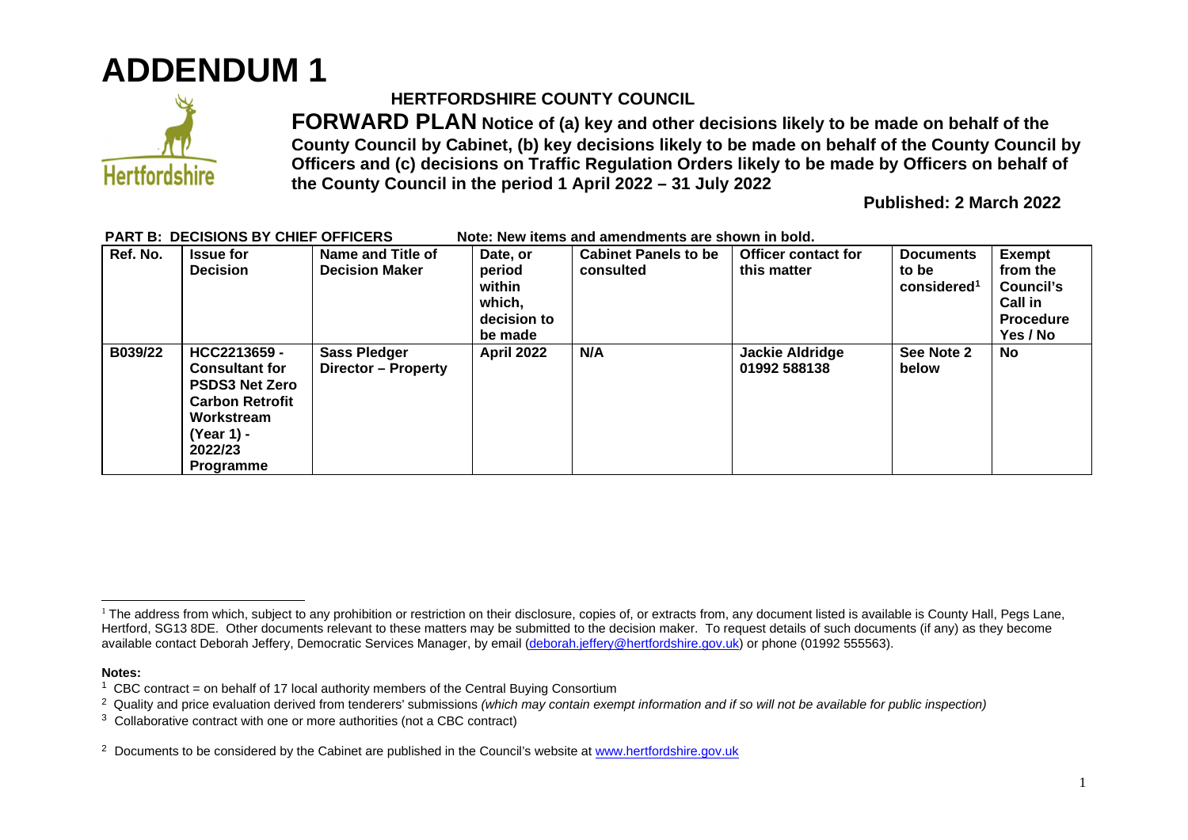# ADDENDUM 1

**HERTFORDSHIRE COUNTY COUNCIL**

**FORWARD PLAN Notice of (a) key and other decisions likely to be made on behalf of the County Council by Cabinet, (b) key decisions likely to be made on behalf of the County Council by Officers and (c) decisions on Traffic Regulation Orders likely to be made by Officers on behalf of the County Council in the period 1 April 2022 – 31 July 2022**

**Published: 2 March 2022**

**PART B: DECISIONS BY CHIEF OFFICERS** **Note: New items and amendments are shown in bold.**

| Ref. No. | Issue for Decision | Name and Title of Decision Maker | Date, or period within which, decision to be made | Cabinet Panels to be consulted | Officer contact for this matter | Documents to be considered[1] | Exempt from the Council's Call in Procedure Yes / No |
|---|---|---|---|---|---|---|---|
| **B039/22** | **HCC2213659 - Consultant for PSDS3 Net Zero Carbon Retrofit Workstream (Year 1) - 2022/23 Programme** | **Sass Pledger Director – Property** | **April 2022** | **N/A** | **Jackie Aldridge 01992 588138** | **See Note 2 below** | **No** |

[1] The address from which, subject to any prohibition or restriction on their disclosure, copies of, or extracts from, any document listed is available is County Hall, Pegs Lane, Hertford, SG13 8DE. Other documents relevant to these matters may be submitted to the decision maker. To request details of such documents (if any) as they become available contact Deborah Jeffery, Democratic Services Manager, by email (deborah.jeffery@hertfordshire.gov.uk) or phone (01992 555563).

**Notes:**

[1] CBC contract = on behalf of 17 local authority members of the Central Buying Consortium

[2] Quality and price evaluation derived from tenderers' submissions *(which may contain exempt information and if so will not be available for public inspection)*

[3] Collaborative contract with one or more authorities (not a CBC contract)

[2] Documents to be considered by the Cabinet are published in the Council's website at www.hertfordshire.gov.uk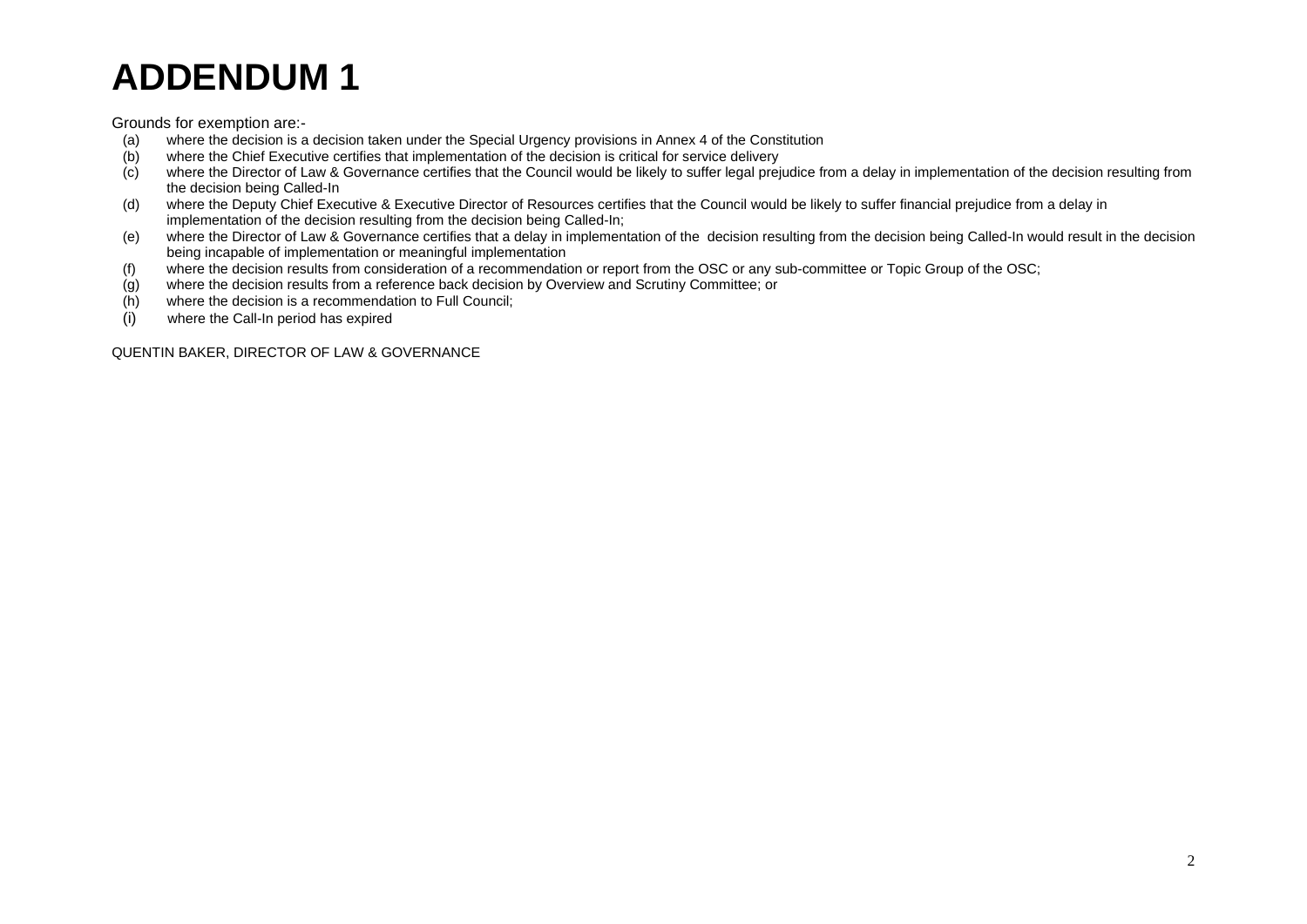# ADDENDUM 1

Grounds for exemption are:-

(a) where the decision is a decision taken under the Special Urgency provisions in Annex 4 of the Constitution
(b) where the Chief Executive certifies that implementation of the decision is critical for service delivery
(c) where the Director of Law & Governance certifies that the Council would be likely to suffer legal prejudice from a delay in implementation of the decision resulting from the decision being Called-In
(d) where the Deputy Chief Executive & Executive Director of Resources certifies that the Council would be likely to suffer financial prejudice from a delay in implementation of the decision resulting from the decision being Called-In;
(e) where the Director of Law & Governance certifies that a delay in implementation of the decision resulting from the decision being Called-In would result in the decision being incapable of implementation or meaningful implementation
(f) where the decision results from consideration of a recommendation or report from the OSC or any sub-committee or Topic Group of the OSC;
(g) where the decision results from a reference back decision by Overview and Scrutiny Committee; or
(h) where the decision is a recommendation to Full Council;
(i) where the Call-In period has expired

QUENTIN BAKER, DIRECTOR OF LAW & GOVERNANCE